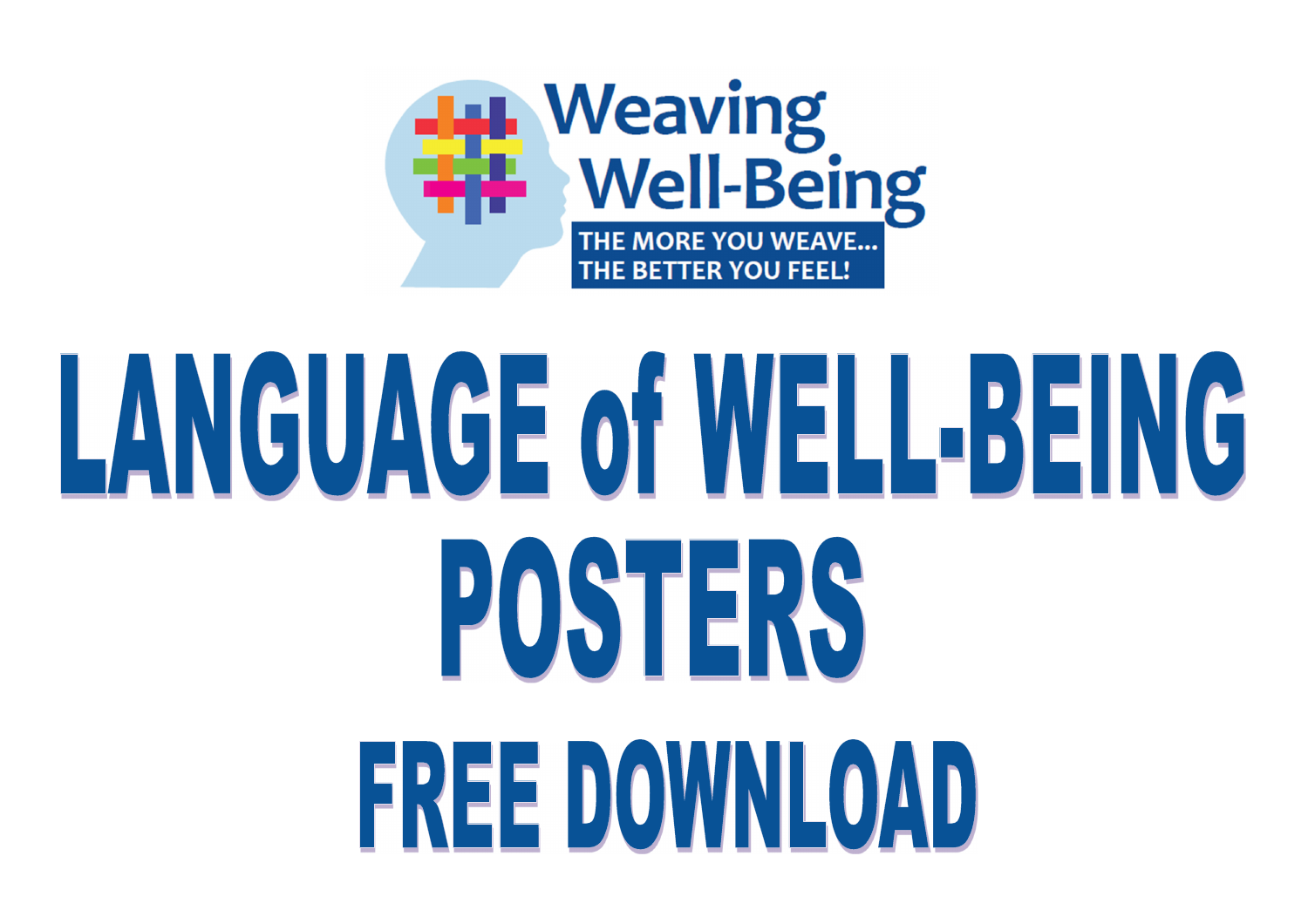Weaving Well-Being

THE MORE YOU WEAVE... THE BETTER YOU FEEL!

# LANGUAGE of WELL-BEING POSTERS

## FREE DOWNLOAD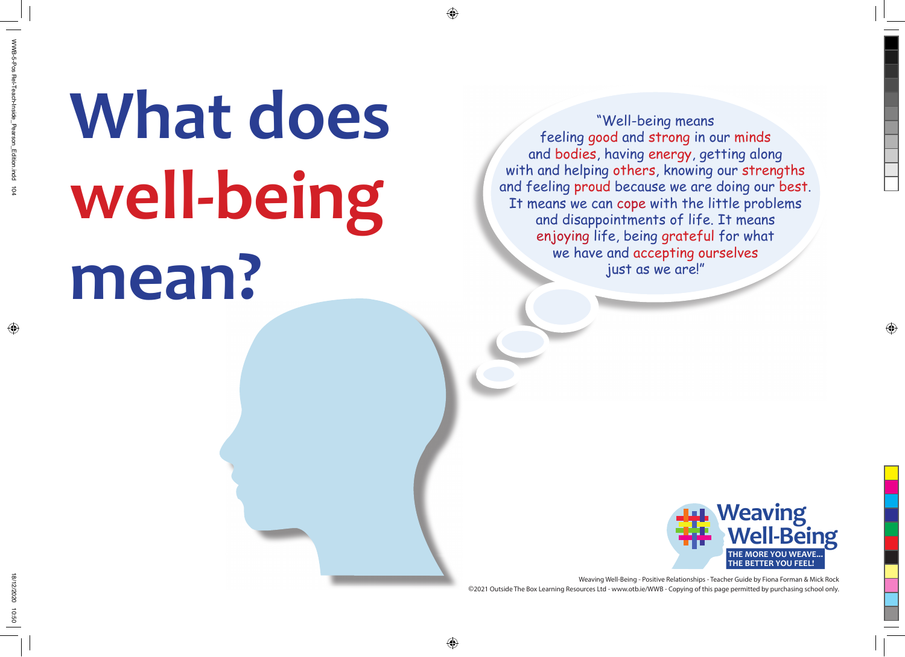# What does well-being mean?

"Well-being means feeling good and strong in our minds and bodies, having energy, getting along with and helping others, knowing our strengths and feeling proud because we are doing our best. It means we can cope with the little problems and disappointments of life. It means enjoying life, being grateful for what we have and accepting ourselves just as we are!"

Weaving Well-Being

THE MORE YOU WEAVE... THE BETTER YOU FEEL!

Weaving Well-Being - Positive Relationships - Teacher Guide by Fiona Forman & Mick Rock
©2021 Outside The Box Learning Resources Ltd - www.otb.ie/WWB - Copying of this page permitted by purchasing school only.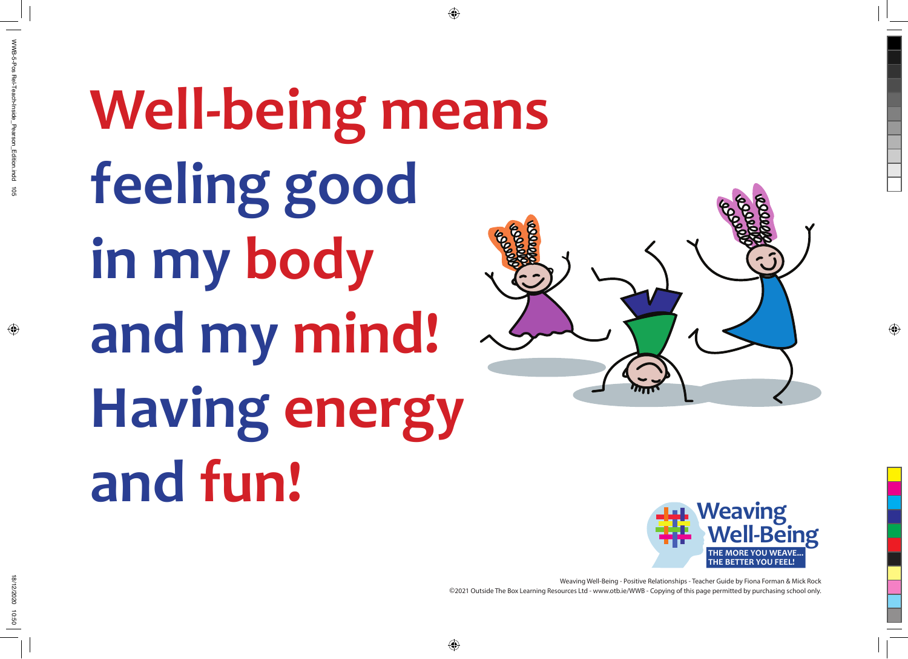# Well-being means feeling good in my body and my mind! Having energy and fun!

Weaving Well-Being

THE MORE YOU WEAVE... THE BETTER YOU FEEL!

Weaving Well-Being - Positive Relationships - Teacher Guide by Fiona Forman & Mick Rock
©2021 Outside The Box Learning Resources Ltd - www.otb.ie/WWB - Copying of this page permitted by purchasing school only.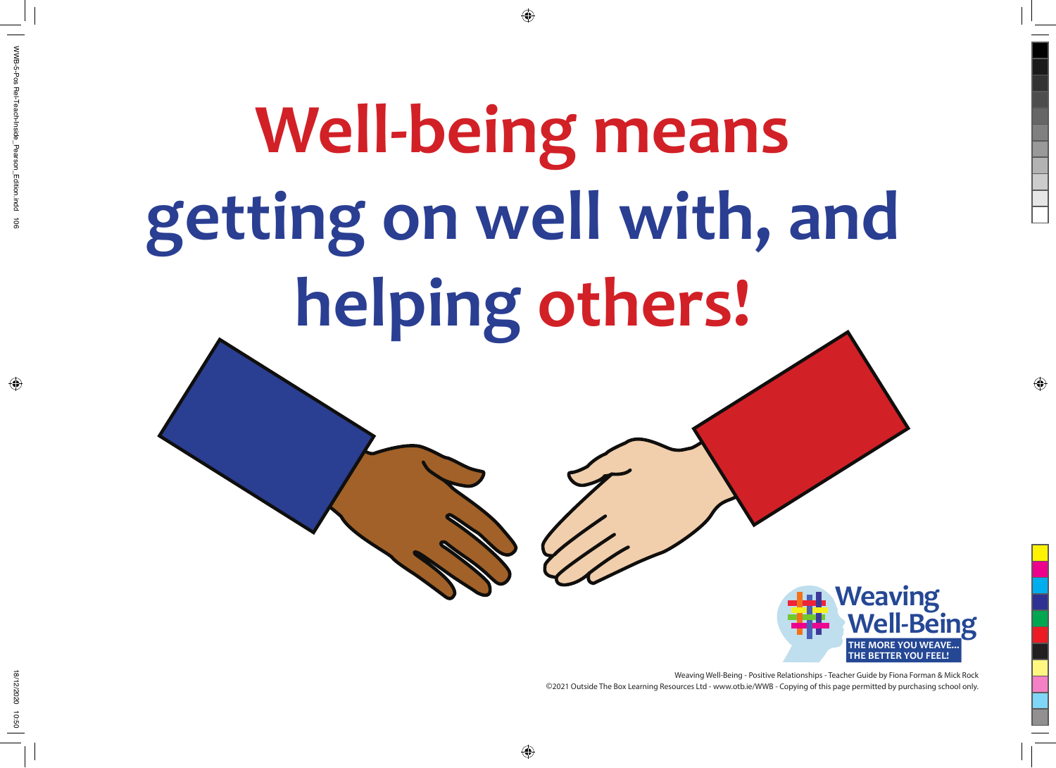# Well-being means getting on well with, and helping others!

Weaving Well-Being

THE MORE YOU WEAVE... THE BETTER YOU FEEL!

Weaving Well-Being - Positive Relationships - Teacher Guide by Fiona Forman & Mick Rock
©2021 Outside The Box Learning Resources Ltd - www.otb.ie/WWB - Copying of this page permitted by purchasing school only.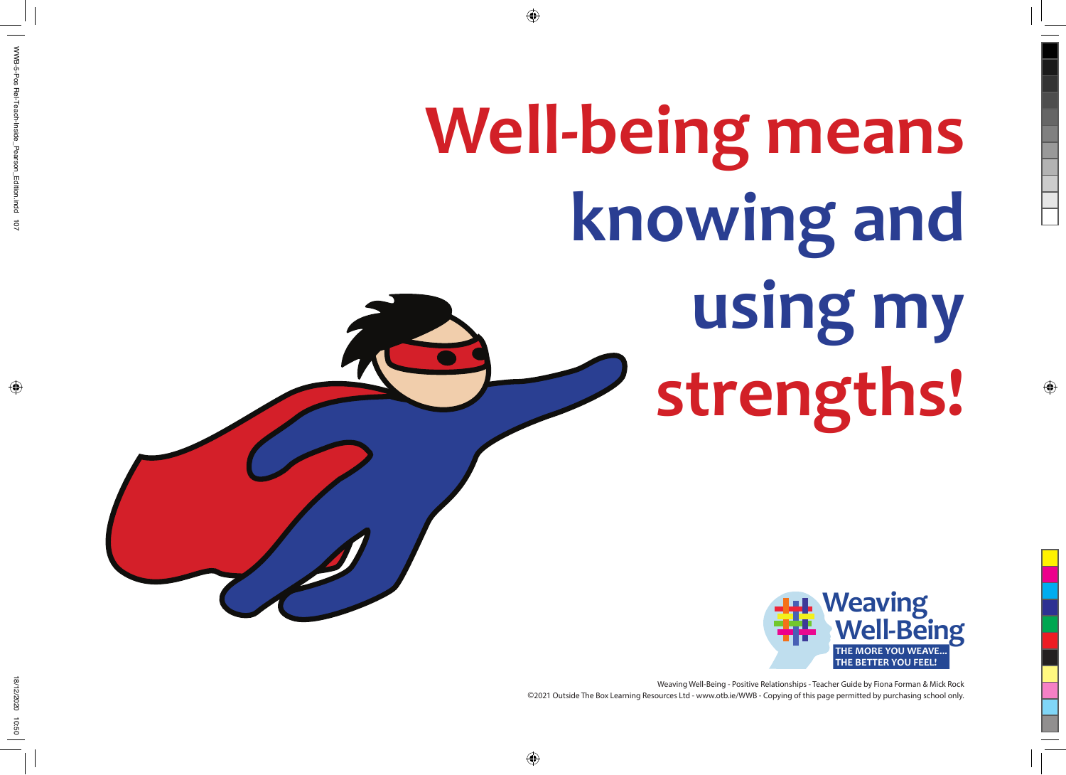# Well-being means knowing and using my strengths!

Weaving Well-Being

THE MORE YOU WEAVE... THE BETTER YOU FEEL!

Weaving Well-Being - Positive Relationships - Teacher Guide by Fiona Forman & Mick Rock
©2021 Outside The Box Learning Resources Ltd - www.otb.ie/WWB - Copying of this page permitted by purchasing school only.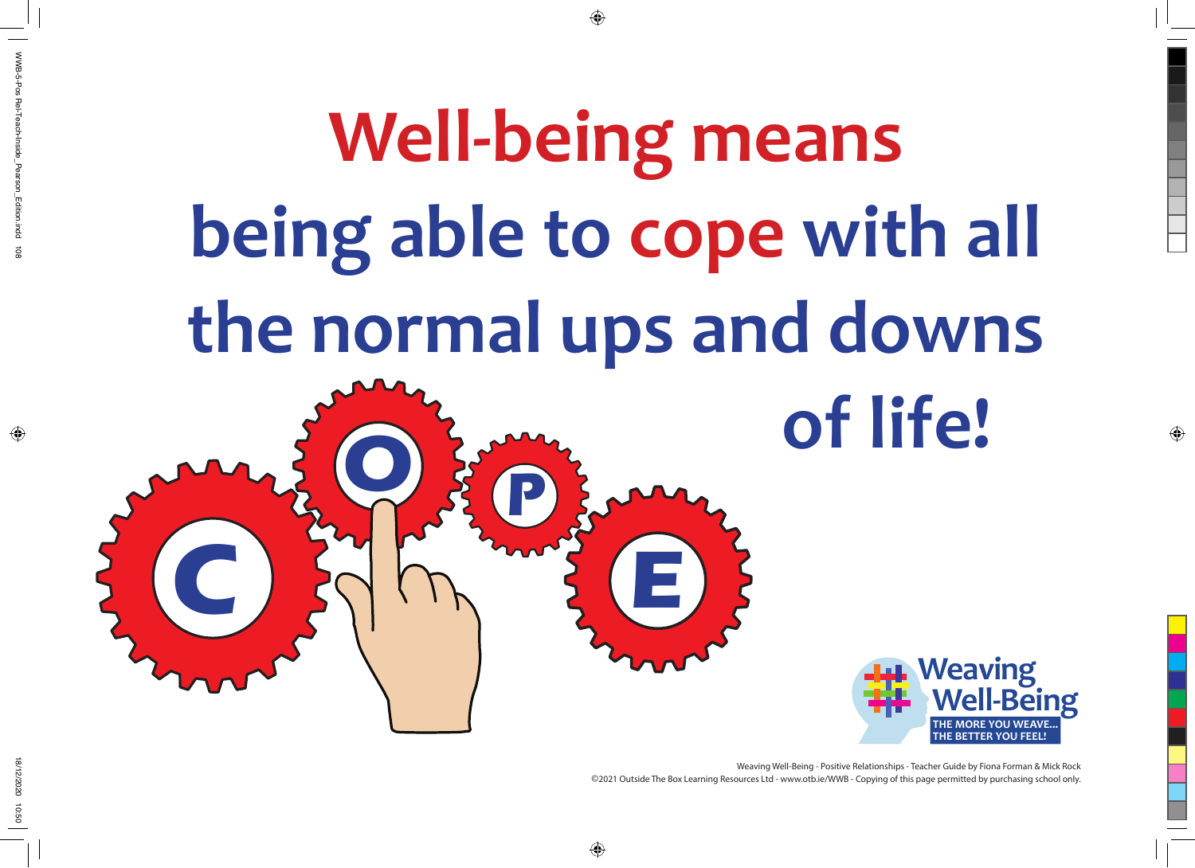# Well-being means being able to cope with all the normal ups and downs of life!

C O P E

Weaving Well-Being

THE MORE YOU WEAVE... THE BETTER YOU FEEL!

Weaving Well-Being - Positive Relationships - Teacher Guide by Fiona Forman & Mick Rock
©2021 Outside The Box Learning Resources Ltd - www.otb.ie/WWB - Copying of this page permitted by purchasing school only.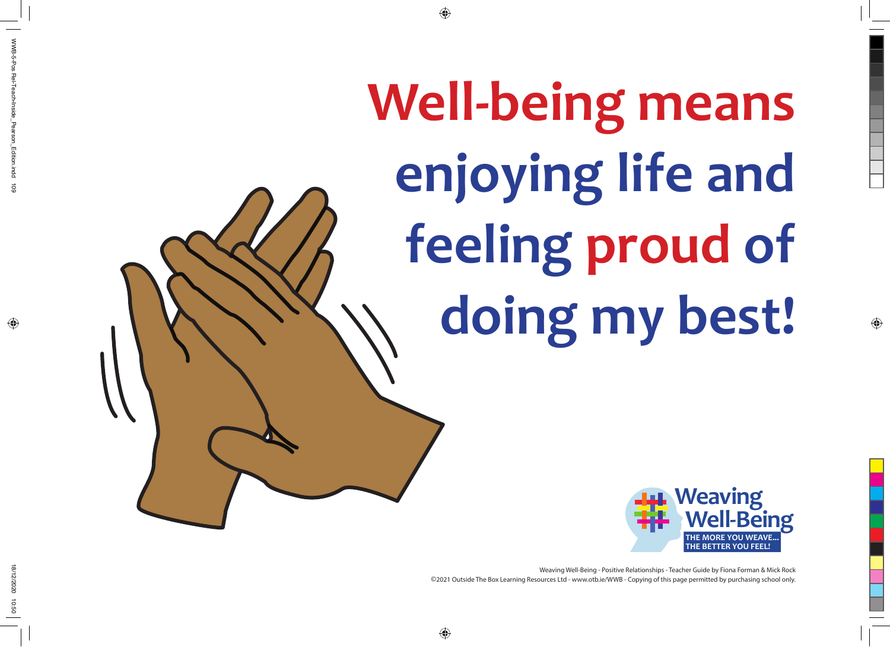# Well-being means enjoying life and feeling **proud** of doing my best!

Weaving Well-Being

THE MORE YOU WEAVE... THE BETTER YOU FEEL!

Weaving Well-Being - Positive Relationships - Teacher Guide by Fiona Forman & Mick Rock
©2021 Outside The Box Learning Resources Ltd - www.otb.ie/WWB - Copying of this page permitted by purchasing school only.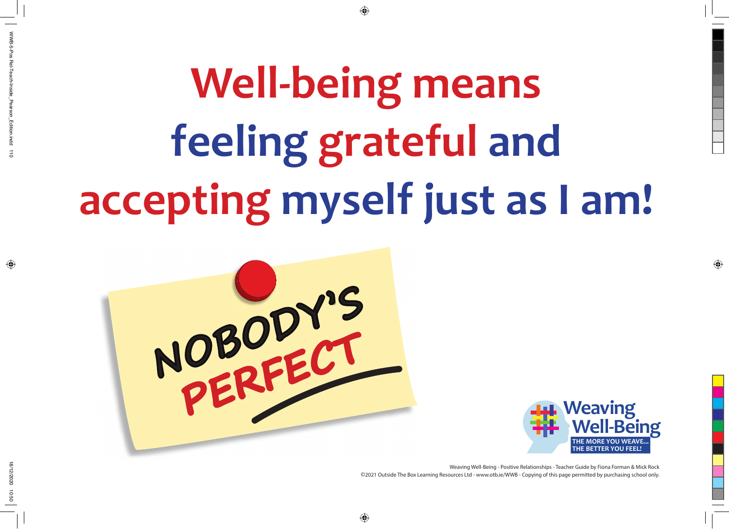# Well-being means feeling grateful and accepting myself just as I am!

NOBODY'S PERFECT

Weaving Well-Being

THE MORE YOU WEAVE... THE BETTER YOU FEEL!

Weaving Well-Being - Positive Relationships - Teacher Guide by Fiona Forman & Mick Rock
©2021 Outside The Box Learning Resources Ltd - www.otb.ie/WWB - Copying of this page permitted by purchasing school only.